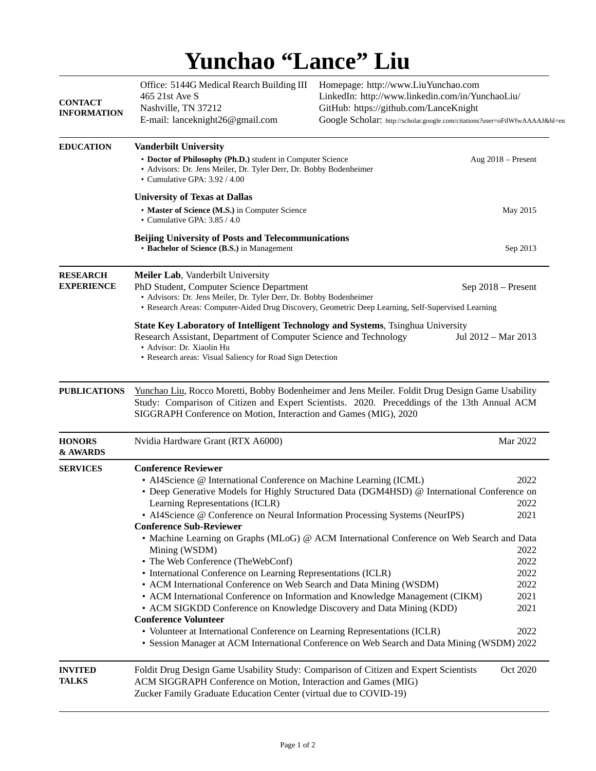# Yunchao "Lance" Liu

## CONTACT INFORMATION

Office: 5144G Medical Rearch Building III
465 21st Ave S
Nashville, TN 37212
E-mail: lanceknight26@gmail.com

Homepage: http://www.LiuYunchao.com
LinkedIn: http://www.linkedin.com/in/YunchaoLiu/
GitHub: https://github.com/LanceKnight
Google Scholar: http://scholar.google.com/citations?user=oFtlWfwAAAAJ&hl=en

## EDUCATION

**Vanderbilt University**

- **Doctor of Philosophy (Ph.D.)** student in Computer Science — Aug 2018 – Present
- Advisors: Dr. Jens Meiler, Dr. Tyler Derr, Dr. Bobby Bodenheimer
- Cumulative GPA: 3.92 / 4.00

**University of Texas at Dallas**

- **Master of Science (M.S.)** in Computer Science — May 2015
- Cumulative GPA: 3.85 / 4.0

**Beijing University of Posts and Telecommunications**

- **Bachelor of Science (B.S.)** in Management — Sep 2013

## RESEARCH EXPERIENCE

**Meiler Lab**, Vanderbilt University
PhD Student, Computer Science Department — Sep 2018 – Present

- Advisors: Dr. Jens Meiler, Dr. Tyler Derr, Dr. Bobby Bodenheimer
- Research Areas: Computer-Aided Drug Discovery, Geometric Deep Learning, Self-Supervised Learning

**State Key Laboratory of Intelligent Technology and Systems**, Tsinghua University
Research Assistant, Department of Computer Science and Technology — Jul 2012 – Mar 2013

- Advisor: Dr. Xiaolin Hu
- Research areas: Visual Saliency for Road Sign Detection

## PUBLICATIONS

Yunchao Liu, Rocco Moretti, Bobby Bodenheimer and Jens Meiler. Foldit Drug Design Game Usability Study: Comparison of Citizen and Expert Scientists. 2020. Preceddings of the 13th Annual ACM SIGGRAPH Conference on Motion, Interaction and Games (MIG), 2020

## HONORS & AWARDS

Nvidia Hardware Grant (RTX A6000) — Mar 2022

## SERVICES

**Conference Reviewer**

- AI4Science @ International Conference on Machine Learning (ICML) — 2022
- Deep Generative Models for Highly Structured Data (DGM4HSD) @ International Conference on Learning Representations (ICLR) — 2022
- AI4Science @ Conference on Neural Information Processing Systems (NeurIPS) — 2021

**Conference Sub-Reviewer**

- Machine Learning on Graphs (MLoG) @ ACM International Conference on Web Search and Data Mining (WSDM) — 2022
- The Web Conference (TheWebConf) — 2022
- International Conference on Learning Representations (ICLR) — 2022
- ACM International Conference on Web Search and Data Mining (WSDM) — 2022
- ACM International Conference on Information and Knowledge Management (CIKM) — 2021
- ACM SIGKDD Conference on Knowledge Discovery and Data Mining (KDD) — 2021

**Conference Volunteer**

- Volunteer at International Conference on Learning Representations (ICLR) — 2022
- Session Manager at ACM International Conference on Web Search and Data Mining (WSDM) — 2022

## INVITED TALKS

Foldit Drug Design Game Usability Study: Comparison of Citizen and Expert Scientists — Oct 2020
ACM SIGGRAPH Conference on Motion, Interaction and Games (MIG)
Zucker Family Graduate Education Center (virtual due to COVID-19)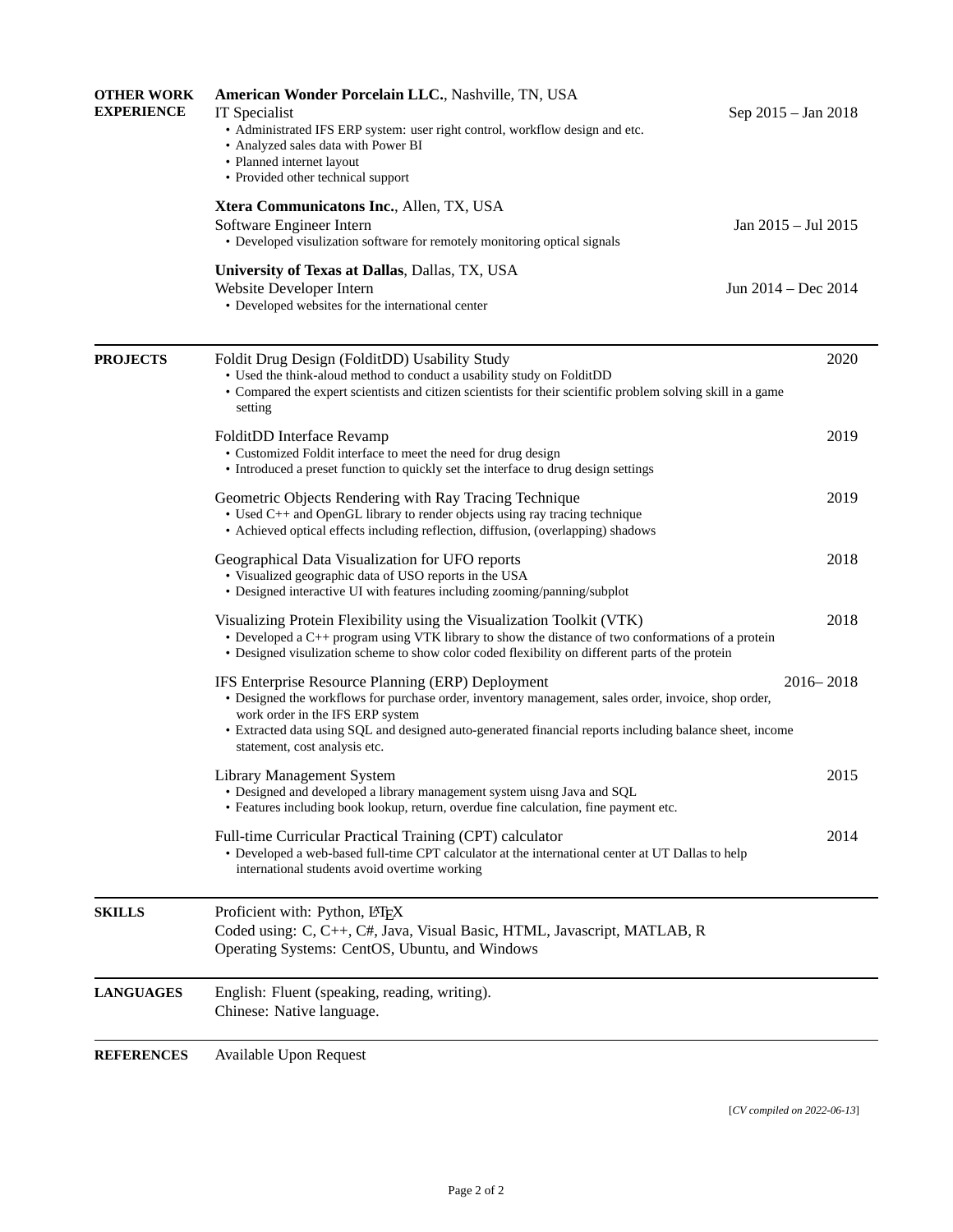## OTHER WORK EXPERIENCE

**American Wonder Porcelain LLC.**, Nashville, TN, USA
IT Specialist — Sep 2015 – Jan 2018
- Administrated IFS ERP system: user right control, workflow design and etc.
- Analyzed sales data with Power BI
- Planned internet layout
- Provided other technical support

**Xtera Communicatons Inc.**, Allen, TX, USA
Software Engineer Intern — Jan 2015 – Jul 2015
- Developed visulization software for remotely monitoring optical signals

**University of Texas at Dallas**, Dallas, TX, USA
Website Developer Intern — Jun 2014 – Dec 2014
- Developed websites for the international center

## PROJECTS

Foldit Drug Design (FolditDD) Usability Study — 2020
- Used the think-aloud method to conduct a usability study on FolditDD
- Compared the expert scientists and citizen scientists for their scientific problem solving skill in a game setting

FolditDD Interface Revamp — 2019
- Customized Foldit interface to meet the need for drug design
- Introduced a preset function to quickly set the interface to drug design settings

Geometric Objects Rendering with Ray Tracing Technique — 2019
- Used C++ and OpenGL library to render objects using ray tracing technique
- Achieved optical effects including reflection, diffusion, (overlapping) shadows

Geographical Data Visualization for UFO reports — 2018
- Visualized geographic data of USO reports in the USA
- Designed interactive UI with features including zooming/panning/subplot

Visualizing Protein Flexibility using the Visualization Toolkit (VTK) — 2018
- Developed a C++ program using VTK library to show the distance of two conformations of a protein
- Designed visulization scheme to show color coded flexibility on different parts of the protein

IFS Enterprise Resource Planning (ERP) Deployment — 2016– 2018
- Designed the workflows for purchase order, inventory management, sales order, invoice, shop order, work order in the IFS ERP system
- Extracted data using SQL and designed auto-generated financial reports including balance sheet, income statement, cost analysis etc.

Library Management System — 2015
- Designed and developed a library management system uisng Java and SQL
- Features including book lookup, return, overdue fine calculation, fine payment etc.

Full-time Curricular Practical Training (CPT) calculator — 2014
- Developed a web-based full-time CPT calculator at the international center at UT Dallas to help international students avoid overtime working

## SKILLS

Proficient with: Python, LaTeX
Coded using: C, C++, C#, Java, Visual Basic, HTML, Javascript, MATLAB, R
Operating Systems: CentOS, Ubuntu, and Windows

## LANGUAGES

English: Fluent (speaking, reading, writing).
Chinese: Native language.

## REFERENCES

Available Upon Request

[*CV compiled on 2022-06-13*]